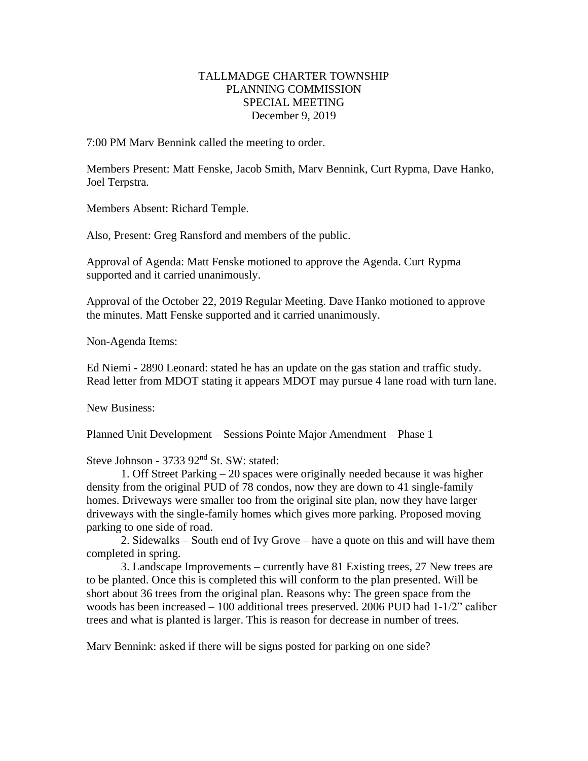# TALLMADGE CHARTER TOWNSHIP
## PLANNING COMMISSION
## SPECIAL MEETING
### December 9, 2019

7:00 PM Marv Bennink called the meeting to order.

Members Present: Matt Fenske, Jacob Smith, Marv Bennink, Curt Rypma, Dave Hanko, Joel Terpstra.

Members Absent: Richard Temple.

Also, Present: Greg Ransford and members of the public.

Approval of Agenda: Matt Fenske motioned to approve the Agenda. Curt Rypma supported and it carried unanimously.

Approval of the October 22, 2019 Regular Meeting. Dave Hanko motioned to approve the minutes. Matt Fenske supported and it carried unanimously.

Non-Agenda Items:

Ed Niemi - 2890 Leonard: stated he has an update on the gas station and traffic study. Read letter from MDOT stating it appears MDOT may pursue 4 lane road with turn lane.

New Business:

Planned Unit Development – Sessions Pointe Major Amendment – Phase 1

Steve Johnson - 3733 92nd St. SW: stated:

1. Off Street Parking – 20 spaces were originally needed because it was higher density from the original PUD of 78 condos, now they are down to 41 single-family homes. Driveways were smaller too from the original site plan, now they have larger driveways with the single-family homes which gives more parking. Proposed moving parking to one side of road.
2. Sidewalks – South end of Ivy Grove – have a quote on this and will have them completed in spring.
3. Landscape Improvements – currently have 81 Existing trees, 27 New trees are to be planted. Once this is completed this will conform to the plan presented. Will be short about 36 trees from the original plan. Reasons why: The green space from the woods has been increased – 100 additional trees preserved. 2006 PUD had 1-1/2" caliber trees and what is planted is larger. This is reason for decrease in number of trees.

Marv Bennink: asked if there will be signs posted for parking on one side?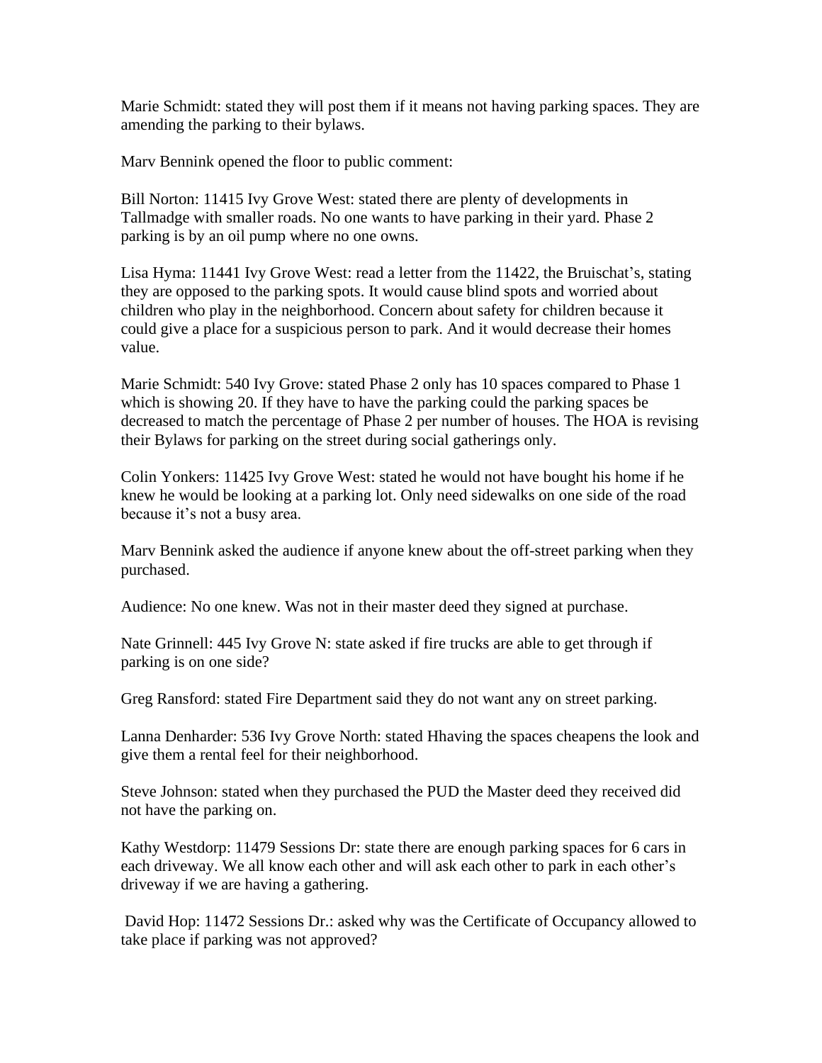Marie Schmidt: stated they will post them if it means not having parking spaces. They are amending the parking to their bylaws.

Marv Bennink opened the floor to public comment:

Bill Norton: 11415 Ivy Grove West: stated there are plenty of developments in Tallmadge with smaller roads. No one wants to have parking in their yard. Phase 2 parking is by an oil pump where no one owns.

Lisa Hyma: 11441 Ivy Grove West: read a letter from the 11422, the Bruischat's, stating they are opposed to the parking spots. It would cause blind spots and worried about children who play in the neighborhood. Concern about safety for children because it could give a place for a suspicious person to park. And it would decrease their homes value.

Marie Schmidt: 540 Ivy Grove: stated Phase 2 only has 10 spaces compared to Phase 1 which is showing 20. If they have to have the parking could the parking spaces be decreased to match the percentage of Phase 2 per number of houses. The HOA is revising their Bylaws for parking on the street during social gatherings only.

Colin Yonkers: 11425 Ivy Grove West: stated he would not have bought his home if he knew he would be looking at a parking lot. Only need sidewalks on one side of the road because it's not a busy area.

Marv Bennink asked the audience if anyone knew about the off-street parking when they purchased.

Audience: No one knew. Was not in their master deed they signed at purchase.

Nate Grinnell: 445 Ivy Grove N: state asked if fire trucks are able to get through if parking is on one side?

Greg Ransford: stated Fire Department said they do not want any on street parking.

Lanna Denharder: 536 Ivy Grove North: stated Hhaving the spaces cheapens the look and give them a rental feel for their neighborhood.

Steve Johnson: stated when they purchased the PUD the Master deed they received did not have the parking on.

Kathy Westdorp: 11479 Sessions Dr: state there are enough parking spaces for 6 cars in each driveway. We all know each other and will ask each other to park in each other's driveway if we are having a gathering.

David Hop: 11472 Sessions Dr.: asked why was the Certificate of Occupancy allowed to take place if parking was not approved?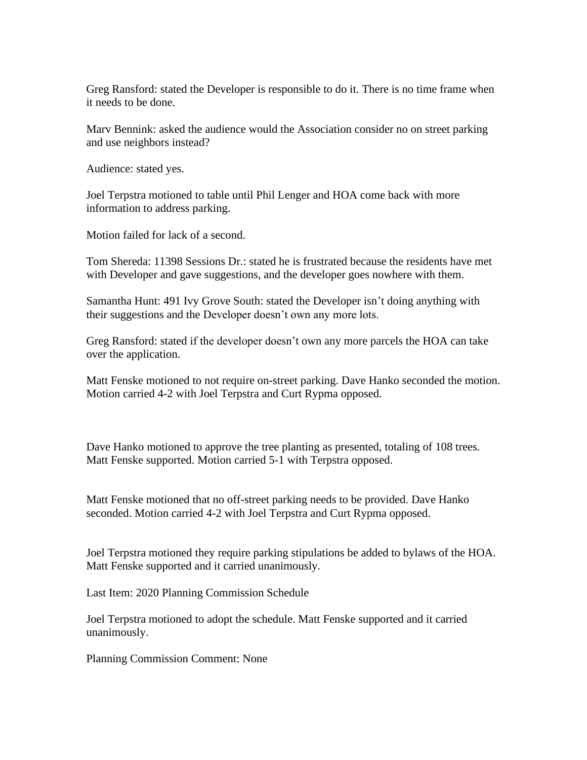Greg Ransford: stated the Developer is responsible to do it. There is no time frame when it needs to be done.

Marv Bennink: asked the audience would the Association consider no on street parking and use neighbors instead?

Audience: stated yes.

Joel Terpstra motioned to table until Phil Lenger and HOA come back with more information to address parking.

Motion failed for lack of a second.

Tom Shereda: 11398 Sessions Dr.: stated he is frustrated because the residents have met with Developer and gave suggestions, and the developer goes nowhere with them.

Samantha Hunt: 491 Ivy Grove South: stated the Developer isn't doing anything with their suggestions and the Developer doesn't own any more lots.

Greg Ransford: stated if the developer doesn't own any more parcels the HOA can take over the application.

Matt Fenske motioned to not require on-street parking. Dave Hanko seconded the motion. Motion carried 4-2 with Joel Terpstra and Curt Rypma opposed.

Dave Hanko motioned to approve the tree planting as presented, totaling of 108 trees. Matt Fenske supported. Motion carried 5-1 with Terpstra opposed.

Matt Fenske motioned that no off-street parking needs to be provided. Dave Hanko seconded. Motion carried 4-2 with Joel Terpstra and Curt Rypma opposed.

Joel Terpstra motioned they require parking stipulations be added to bylaws of the HOA. Matt Fenske supported and it carried unanimously.

Last Item: 2020 Planning Commission Schedule

Joel Terpstra motioned to adopt the schedule. Matt Fenske supported and it carried unanimously.

Planning Commission Comment: None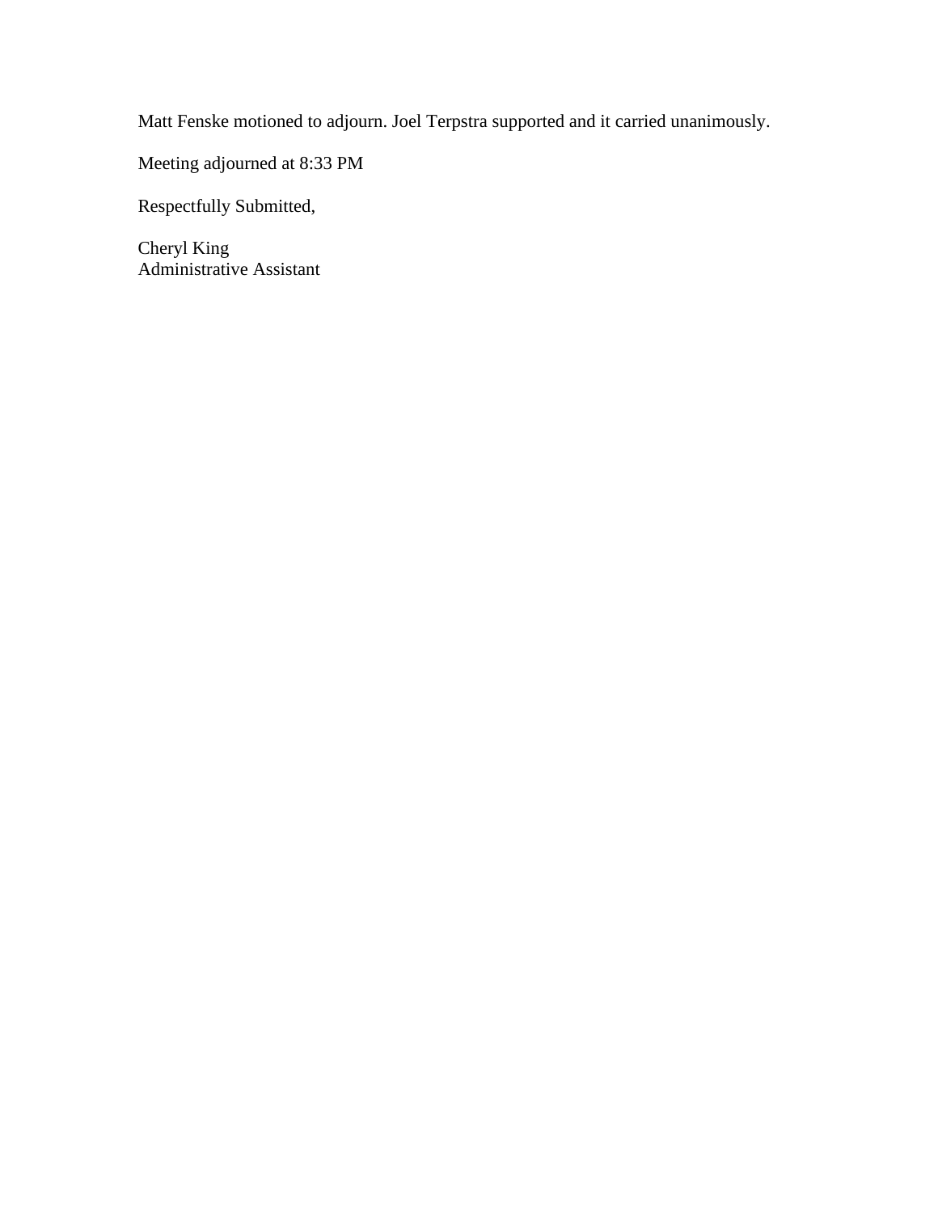Matt Fenske motioned to adjourn. Joel Terpstra supported and it carried unanimously.

Meeting adjourned at 8:33 PM

Respectfully Submitted,

Cheryl King
Administrative Assistant